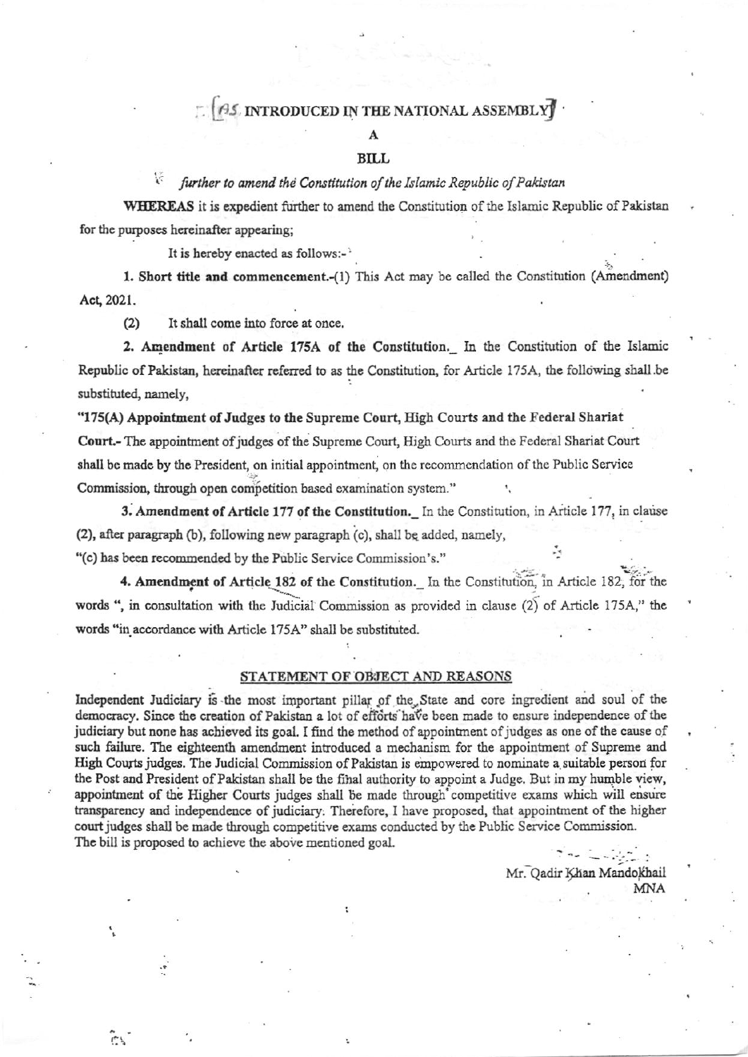[AS INTRODUCED IN THE NATIONAL ASSEMBLY]

A

**BILL**

*further to amend the Constitution of the Islamic Republic of Pakistan*

**WHEREAS** it is expedient further to amend the Constitution of the Islamic Republic of Pakistan for the purposes hereinafter appearing;

It is hereby enacted as follows:-

**1. Short title and commencement.**-(1) This Act may be called the Constitution (Amendment) Act, 2021.

(2) It shall come into force at once.

**2. Amendment of Article 175A of the Constitution.**_ In the Constitution of the Islamic Republic of Pakistan, hereinafter referred to as the Constitution, for Article 175A, the following shall be substituted, namely,

"**175(A) Appointment of Judges to the Supreme Court, High Courts and the Federal Shariat Court.**- The appointment of judges of the Supreme Court, High Courts and the Federal Shariat Court shall be made by the President, on initial appointment, on the recommendation of the Public Service Commission, through open competition based examination system."

**3. Amendment of Article 177 of the Constitution.**_ In the Constitution, in Article 177, in clause (2), after paragraph (b), following new paragraph (c), shall be added, namely,

"(c) has been recommended by the Public Service Commission's."

**4. Amendment of Article 182 of the Constitution.**_ In the Constitution, in Article 182, for the words ", in consultation with the Judicial Commission as provided in clause (2) of Article 175A," the words "in accordance with Article 175A" shall be substituted.

## STATEMENT OF OBJECT AND REASONS

Independent Judiciary is the most important pillar of the State and core ingredient and soul of the democracy. Since the creation of Pakistan a lot of efforts have been made to ensure independence of the judiciary but none has achieved its goal. I find the method of appointment of judges as one of the cause of such failure. The eighteenth amendment introduced a mechanism for the appointment of Supreme and High Courts judges. The Judicial Commission of Pakistan is empowered to nominate a suitable person for the Post and President of Pakistan shall be the final authority to appoint a Judge. But in my humble view, appointment of the Higher Courts judges shall be made through competitive exams which will ensure transparency and independence of judiciary. Therefore, I have proposed, that appointment of the higher court judges shall be made through competitive exams conducted by the Public Service Commission. The bill is proposed to achieve the above mentioned goal.

Mr. Qadir Khan Mandokhail
MNA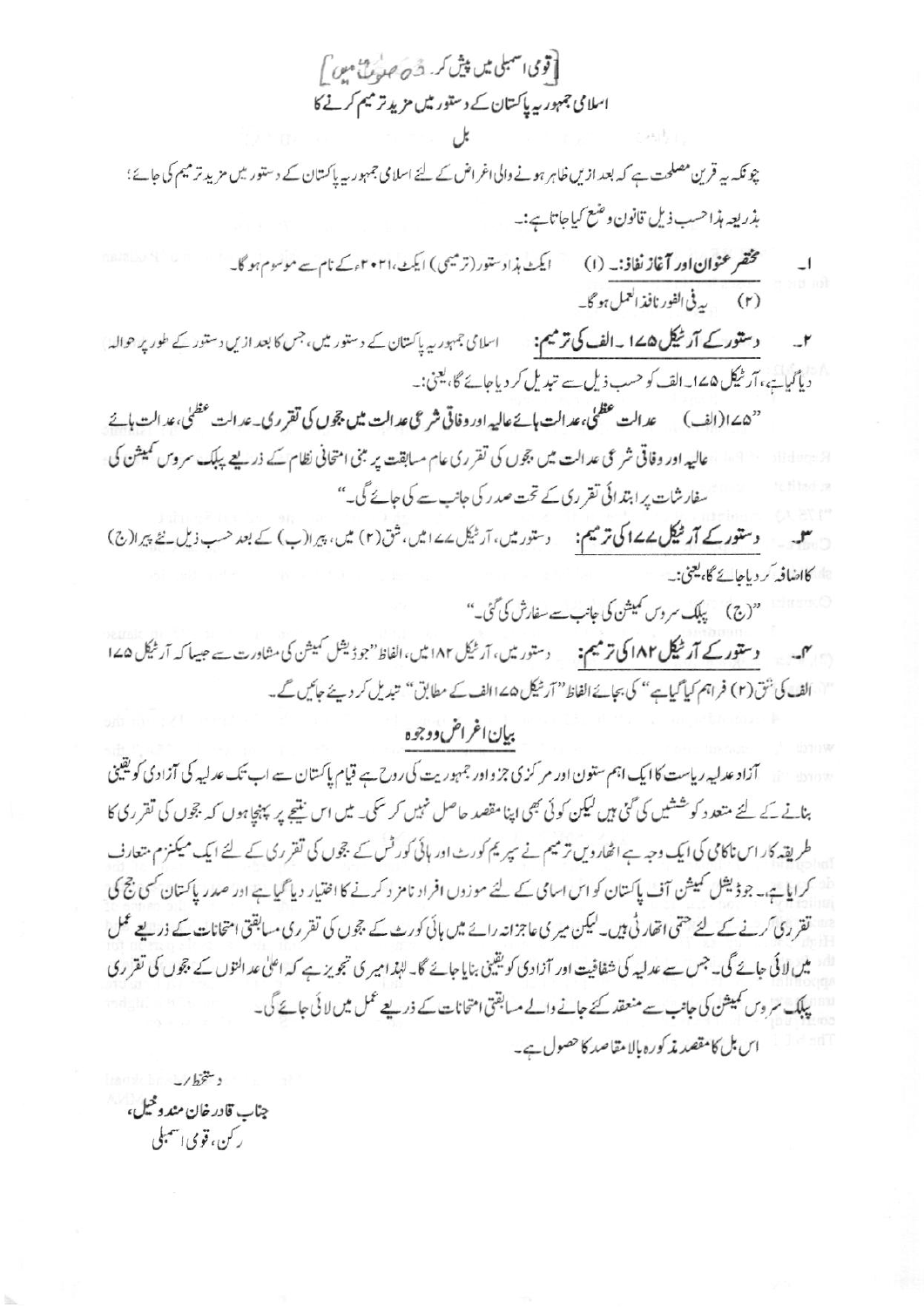[قومی اسمبلی میں پیش کردہ صورت میں]

# اسلامی جمہوریہ پاکستان کے دستور میں مزید ترمیم کرنے کا

## بل

چونکہ یہ قرین مصلحت ہے کہ بعد ازیں ظاہر ہونے والی اغراض کے لئے اسلامی جمہوریہ پاکستان کے دستور میں مزید ترمیم کی جائے؛

بذریعہ ہذا حسب ذیل قانون وضع کیا جاتا ہے:۔

۱۔ **مختصر عنوان اور آغاز نفاذ:۔** (۱) ایکٹ ہذا دستور (ترمیمی) ایکٹ، ۲۰۲۱ء کے نام سے موسوم ہوگا۔

(۲) یہ فی الفور نافذ العمل ہوگا۔

۲۔ **دستور کے آرٹیکل ۱۷۵۔الف کی ترمیم:** اسلامی جمہوریہ پاکستان کے دستور میں، جس کا بعد ازیں دستور کے طور پر حوالہ دیا گیا ہے، آرٹیکل ۱۷۵۔الف کو حسب ذیل سے تبدیل کر دیا جائے گا، یعنی:۔

"۱۷۵(الف) عدالت عظمیٰ، عدالت ہائے عالیہ اور وفاقی شرعی عدالت میں ججوں کی تقرری۔ عدالت عظمیٰ، عدالت ہائے عالیہ اور وفاقی شرعی عدالت میں ججوں کی تقرری عام مسابقت پر مبنی امتحانی نظام کے ذریعے پبلک سروس کمیشن کی سفارشات پر ابتدائی تقرری کے تحت صدر کی جانب سے کی جائے گی۔"

۳۔ **دستور کے آرٹیکل ۱۷۷ کی ترمیم:** دستور میں، آرٹیکل ۱۷۷ میں، شق (۲) میں، پیرا (ب) کے بعد حسب ذیل نئے پیرا (ج) کا اضافہ کر دیا جائے گا، یعنی:۔

"(ج) پبلک سروس کمیشن کی جانب سے سفارش کی گئی۔"

۴۔ **دستور کے آرٹیکل ۱۸۲ کی ترمیم:** دستور میں، آرٹیکل ۱۸۲ میں، الفاظ "جوڈیشل کمیشن کی مشاورت سے جیسا کہ آرٹیکل ۱۷۵ الف کی شق (۲) فراہم کیا گیا ہے" کی بجائے الفاظ "آرٹیکل ۱۷۵ الف کے مطابق" تبدیل کر دیئے جائیں گے۔

## بیان اغراض و وجوہ

آزاد عدلیہ ریاست کا ایک اہم ستون اور مرکزی جزو اور جمہوریت کی روح ہے قیام پاکستان سے اب تک عدلیہ کی آزادی کو یقینی بنانے کے لئے متعدد کوششیں کی گئی ہیں لیکن کوئی بھی اپنا مقصد حاصل نہیں کر سکی۔ میں اس نتیجے پر پہنچا ہوں کہ ججوں کی تقرری کا طریقہ کار اس ناکامی کی ایک وجہ ہے اٹھارویں ترمیم نے سپریم کورٹ اور ہائی کورٹس کے ججوں کی تقرری کے لئے ایک میکنزم متعارف کرایا ہے۔ جوڈیشل کمیشن آف پاکستان کو اس اسامی کے لئے موزوں افراد نامزد کرنے کا اختیار دیا گیا ہے اور صدر پاکستان کسی جج کی تقرری کرنے کے لئے حتمی اتھارٹی ہیں۔ لیکن میری عاجزانہ رائے میں ہائی کورٹ کے ججوں کی تقرری مسابقتی امتحانات کے ذریعے عمل میں لائی جائے گی۔ جس سے عدلیہ کی شفافیت اور آزادی کو یقینی بنایا جائے گا۔ لہٰذا میری تجویز ہے کہ اعلیٰ عدالتوں کے ججوں کی تقرری پبلک سروس کمیشن کی جانب سے منعقد کئے جانے والے مسابقتی امتحانات کے ذریعے عمل میں لائی جائے گی۔

اس بل کا مقصد مذکورہ بالا مقاصد کا حصول ہے۔

دستخط/۔

جناب قادر خان مندوخیل،

رکن، قومی اسمبلی